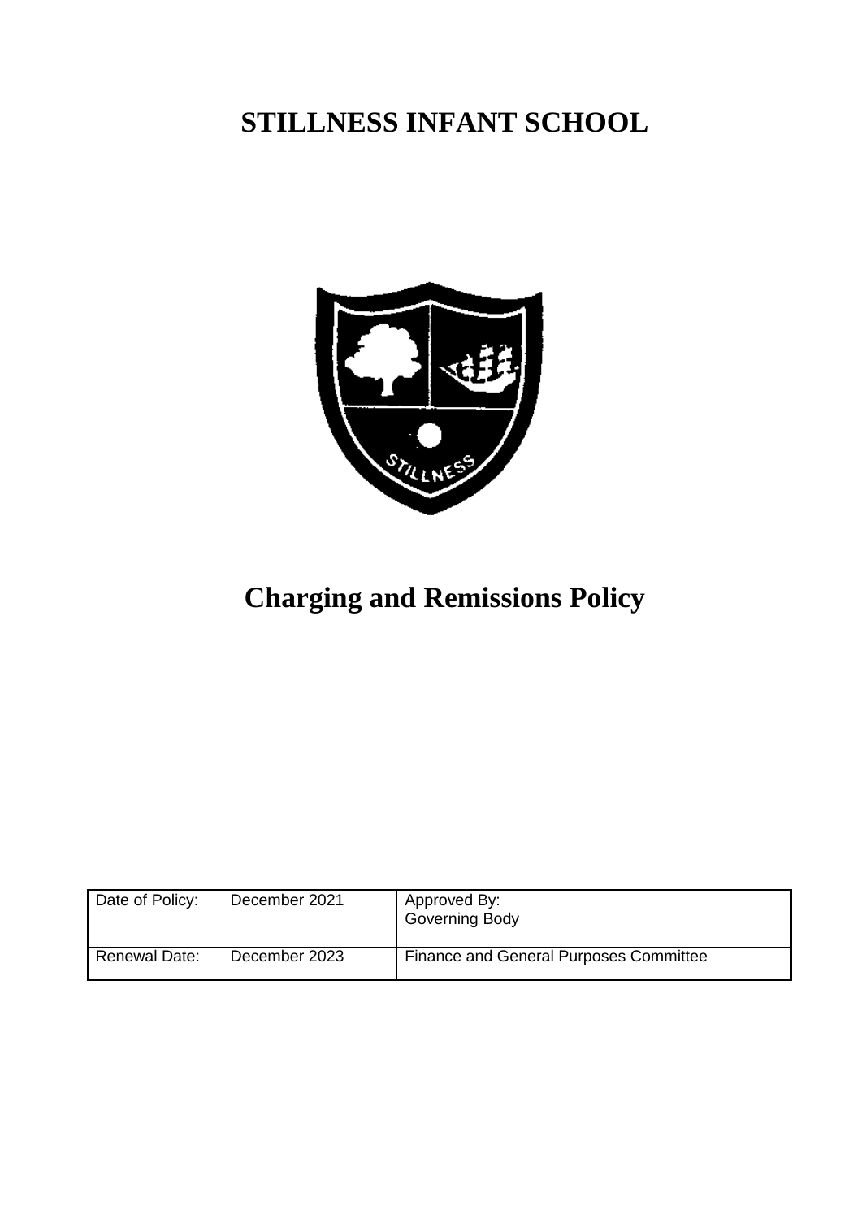# STILLNESS INFANT SCHOOL

# Charging and Remissions Policy

| Date of Policy: | December 2021 | Approved By: Governing Body |
|---|---|---|
| Renewal Date: | December 2023 | Finance and General Purposes Committee |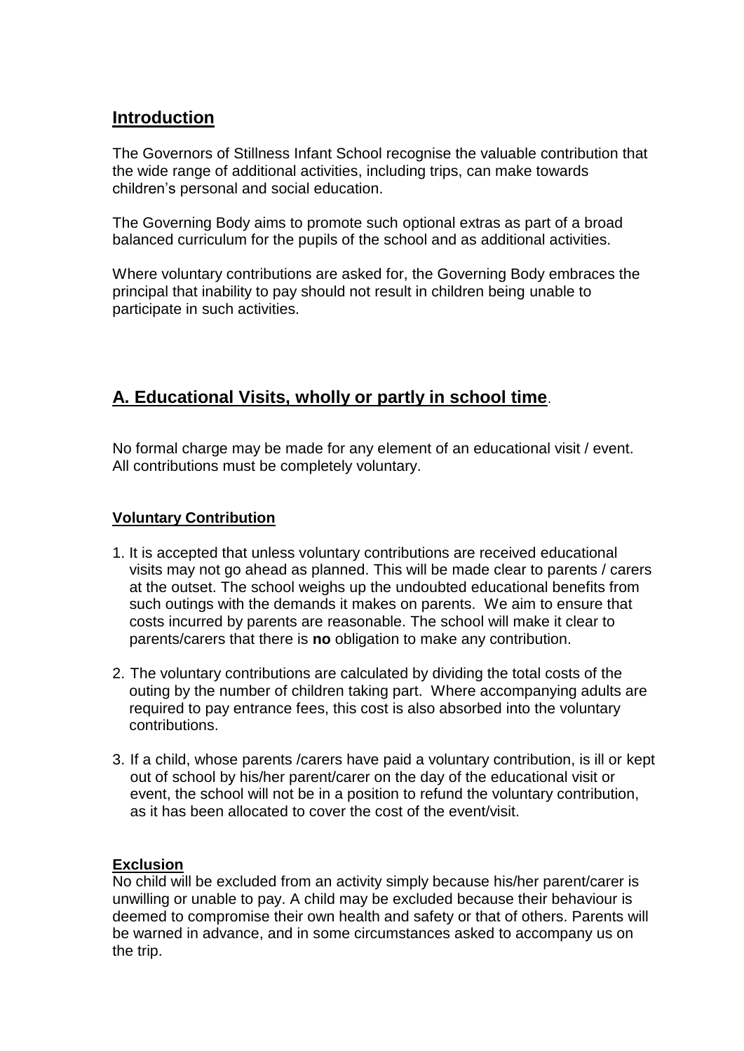## Introduction

The Governors of Stillness Infant School recognise the valuable contribution that the wide range of additional activities, including trips, can make towards children's personal and social education.

The Governing Body aims to promote such optional extras as part of a broad balanced curriculum for the pupils of the school and as additional activities.

Where voluntary contributions are asked for, the Governing Body embraces the principal that inability to pay should not result in children being unable to participate in such activities.

## A. Educational Visits, wholly or partly in school time.

No formal charge may be made for any element of an educational visit / event. All contributions must be completely voluntary.

### Voluntary Contribution

1. It is accepted that unless voluntary contributions are received educational visits may not go ahead as planned. This will be made clear to parents / carers at the outset. The school weighs up the undoubted educational benefits from such outings with the demands it makes on parents. We aim to ensure that costs incurred by parents are reasonable. The school will make it clear to parents/carers that there is **no** obligation to make any contribution.

2. The voluntary contributions are calculated by dividing the total costs of the outing by the number of children taking part. Where accompanying adults are required to pay entrance fees, this cost is also absorbed into the voluntary contributions.

3. If a child, whose parents /carers have paid a voluntary contribution, is ill or kept out of school by his/her parent/carer on the day of the educational visit or event, the school will not be in a position to refund the voluntary contribution, as it has been allocated to cover the cost of the event/visit.

### Exclusion

No child will be excluded from an activity simply because his/her parent/carer is unwilling or unable to pay. A child may be excluded because their behaviour is deemed to compromise their own health and safety or that of others. Parents will be warned in advance, and in some circumstances asked to accompany us on the trip.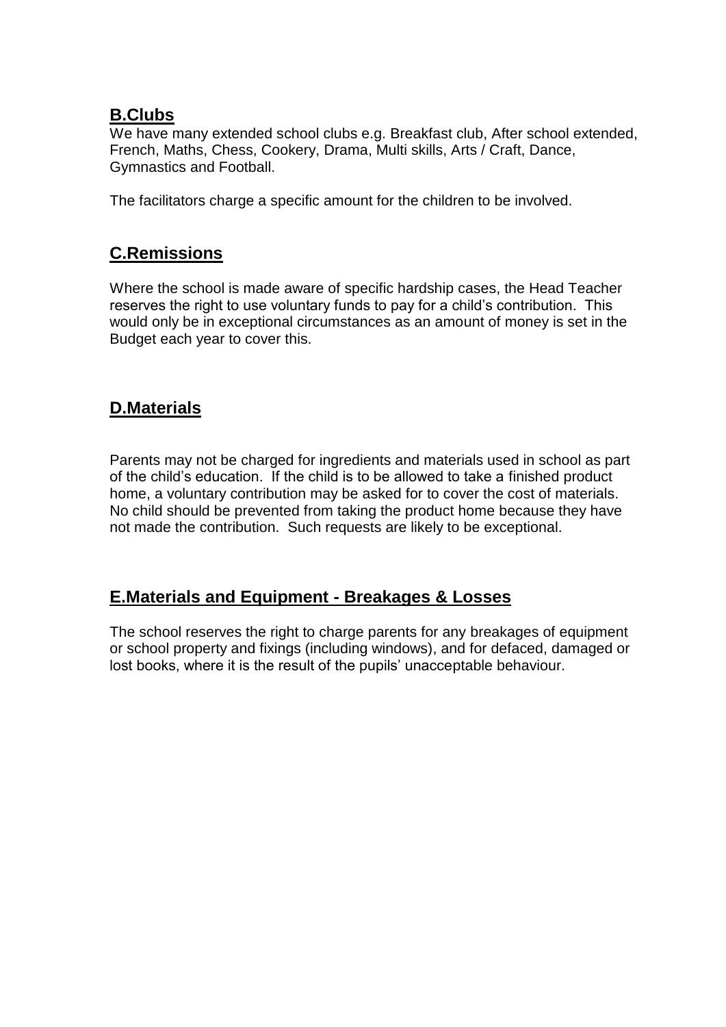## B.Clubs

We have many extended school clubs e.g. Breakfast club, After school extended, French, Maths, Chess, Cookery, Drama, Multi skills, Arts / Craft, Dance, Gymnastics and Football.

The facilitators charge a specific amount for the children to be involved.

## C.Remissions

Where the school is made aware of specific hardship cases, the Head Teacher reserves the right to use voluntary funds to pay for a child's contribution. This would only be in exceptional circumstances as an amount of money is set in the Budget each year to cover this.

## D.Materials

Parents may not be charged for ingredients and materials used in school as part of the child's education. If the child is to be allowed to take a finished product home, a voluntary contribution may be asked for to cover the cost of materials. No child should be prevented from taking the product home because they have not made the contribution. Such requests are likely to be exceptional.

## E.Materials and Equipment - Breakages & Losses

The school reserves the right to charge parents for any breakages of equipment or school property and fixings (including windows), and for defaced, damaged or lost books, where it is the result of the pupils' unacceptable behaviour.